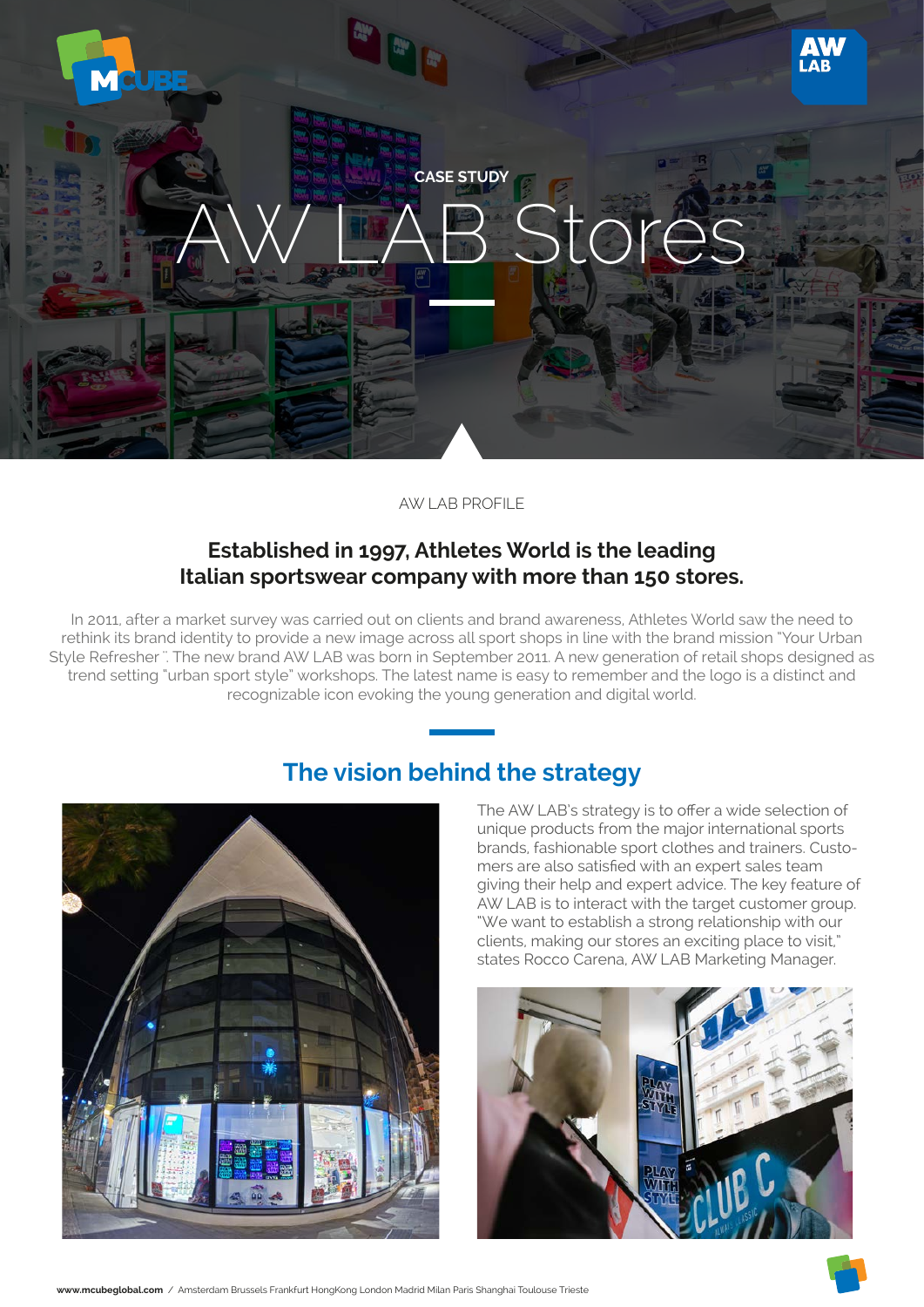CASE STUDY

# AW LAB Stores

AW LAB PROFILE

## Established in 1997, Athletes World is the leading Italian sportswear company with more than 150 stores.

In 2011, after a market survey was carried out on clients and brand awareness, Athletes World saw the need to rethink its brand identity to provide a new image across all sport shops in line with the brand mission "Your Urban Style Refresher". The new brand AW LAB was born in September 2011. A new generation of retail shops designed as trend setting "urban sport style" workshops. The latest name is easy to remember and the logo is a distinct and recognizable icon evoking the young generation and digital world.

## The vision behind the strategy

The AW LAB's strategy is to offer a wide selection of unique products from the major international sports brands, fashionable sport clothes and trainers. Customers are also satisfied with an expert sales team giving their help and expert advice. The key feature of AW LAB is to interact with the target customer group. "We want to establish a strong relationship with our clients, making our stores an exciting place to visit," states Rocco Carena, AW LAB Marketing Manager.

**www.mcubeglobal.com** / Amsterdam Brussels Frankfurt HongKong London Madrid Milan Paris Shanghai Toulouse Trieste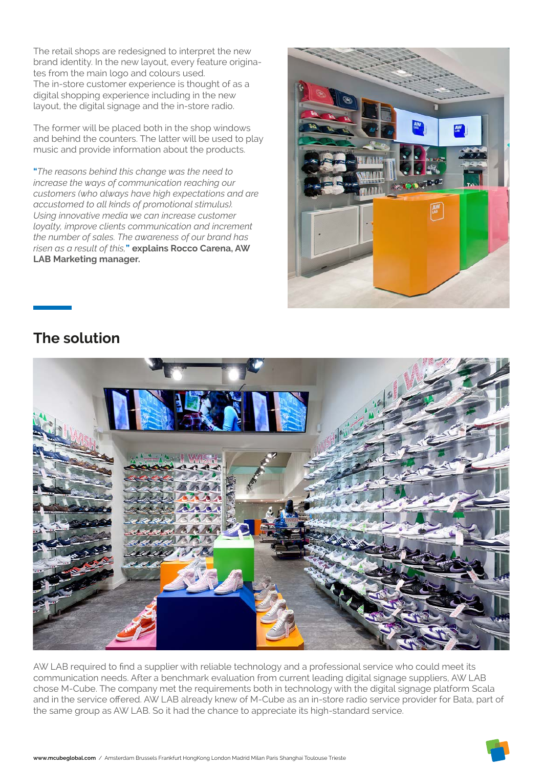The retail shops are redesigned to interpret the new brand identity. In the new layout, every feature originates from the main logo and colours used.
The in-store customer experience is thought of as a digital shopping experience including in the new layout, the digital signage and the in-store radio.

The former will be placed both in the shop windows and behind the counters. The latter will be used to play music and provide information about the products.

"*The reasons behind this change was the need to increase the ways of communication reaching our customers (who always have high expectations and are accustomed to all kinds of promotional stimulus). Using innovative media we can increase customer loyalty, improve clients communication and increment the number of sales. The awareness of our brand has risen as a result of this,*" **explains Rocco Carena, AW LAB Marketing manager.**

## The solution

AW LAB required to find a supplier with reliable technology and a professional service who could meet its communication needs. After a benchmark evaluation from current leading digital signage suppliers, AW LAB chose M-Cube. The company met the requirements both in technology with the digital signage platform Scala and in the service offered. AW LAB already knew of M-Cube as an in-store radio service provider for Bata, part of the same group as AW LAB. So it had the chance to appreciate its high-standard service.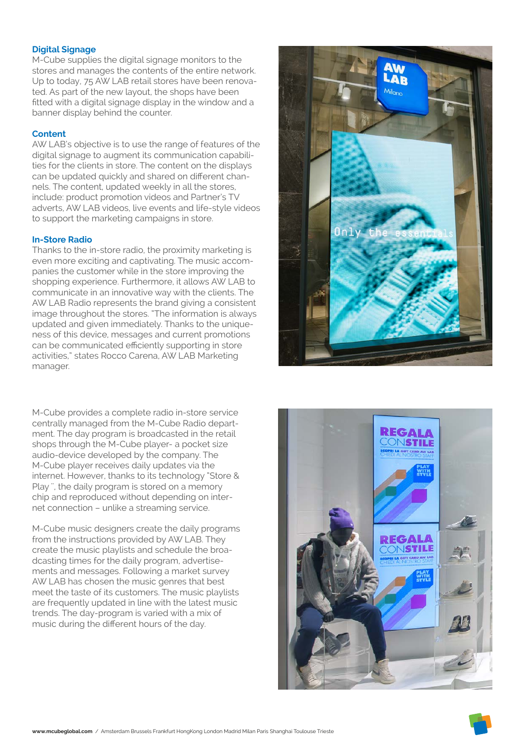### Digital Signage

M-Cube supplies the digital signage monitors to the stores and manages the contents of the entire network. Up to today, 75 AW LAB retail stores have been renovated. As part of the new layout, the shops have been fitted with a digital signage display in the window and a banner display behind the counter.

### Content

AW LAB's objective is to use the range of features of the digital signage to augment its communication capabilities for the clients in store. The content on the displays can be updated quickly and shared on different channels. The content, updated weekly in all the stores, include: product promotion videos and Partner's TV adverts, AW LAB videos, live events and life-style videos to support the marketing campaigns in store.

### In-Store Radio

Thanks to the in-store radio, the proximity marketing is even more exciting and captivating. The music accompanies the customer while in the store improving the shopping experience. Furthermore, it allows AW LAB to communicate in an innovative way with the clients. The AW LAB Radio represents the brand giving a consistent image throughout the stores. "The information is always updated and given immediately. Thanks to the uniqueness of this device, messages and current promotions can be communicated efficiently supporting in store activities," states Rocco Carena, AW LAB Marketing manager.

M-Cube provides a complete radio in-store service centrally managed from the M-Cube Radio department. The day program is broadcasted in the retail shops through the M-Cube player- a pocket size audio-device developed by the company. The M-Cube player receives daily updates via the internet. However, thanks to its technology "Store & Play ", the daily program is stored on a memory chip and reproduced without depending on internet connection – unlike a streaming service.

M-Cube music designers create the daily programs from the instructions provided by AW LAB. They create the music playlists and schedule the broadcasting times for the daily program, advertisements and messages. Following a market survey AW LAB has chosen the music genres that best meet the taste of its customers. The music playlists are frequently updated in line with the latest music trends. The day-program is varied with a mix of music during the different hours of the day.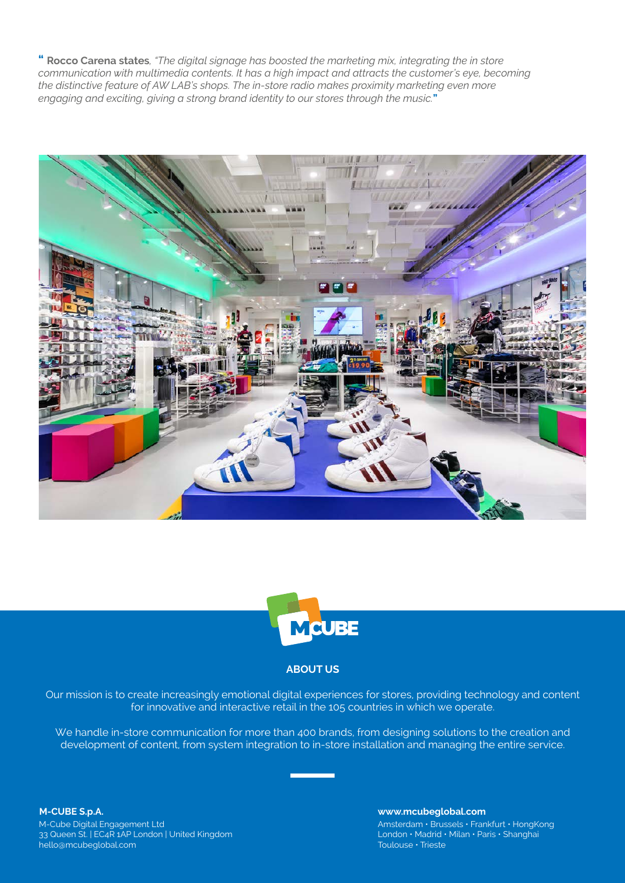" **Rocco Carena states**, *"The digital signage has boosted the marketing mix, integrating the in store communication with multimedia contents. It has a high impact and attracts the customer's eye, becoming the distinctive feature of AW LAB's shops. The in-store radio makes proximity marketing even more engaging and exciting, giving a strong brand identity to our stores through the music."*"

MCUBE

## ABOUT US

Our mission is to create increasingly emotional digital experiences for stores, providing technology and content for innovative and interactive retail in the 105 countries in which we operate.

We handle in-store communication for more than 400 brands, from designing solutions to the creation and development of content, from system integration to in-store installation and managing the entire service.

**M-CUBE S.p.A.**
M-Cube Digital Engagement Ltd
33 Queen St. | EC4R 1AP London | United Kingdom
hello@mcubeglobal.com

**www.mcubeglobal.com**
Amsterdam • Brussels • Frankfurt • HongKong
London • Madrid • Milan • Paris • Shanghai
Toulouse • Trieste